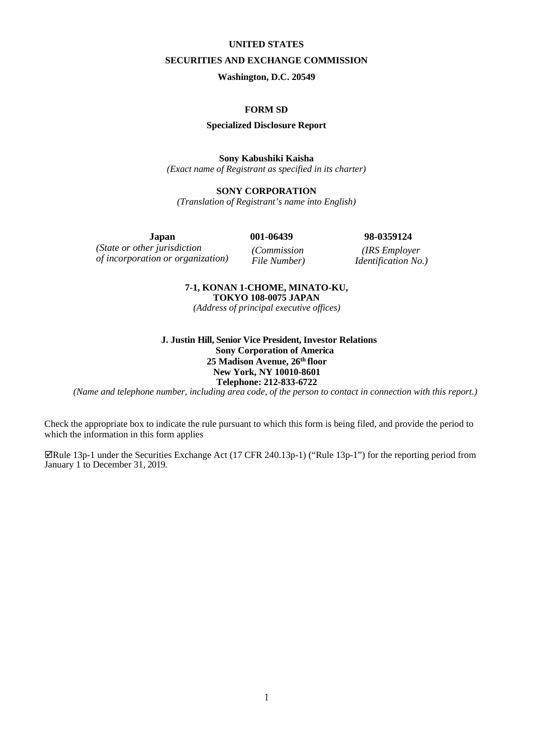**UNITED STATES**

**SECURITIES AND EXCHANGE COMMISSION**

**Washington, D.C. 20549**

**FORM SD**

**Specialized Disclosure Report**

**Sony Kabushiki Kaisha**

*(Exact name of Registrant as specified in its charter)*

**SONY CORPORATION**

*(Translation of Registrant's name into English)*

| **Japan** | **001-06439** | **98-0359124** |
| --- | --- | --- |
| *(State or other jurisdiction of incorporation or organization)* | *(Commission File Number)* | *(IRS Employer Identification No.)* |

**7-1, KONAN 1-CHOME, MINATO-KU,**
**TOKYO 108-0075 JAPAN**
*(Address of principal executive offices)*

**J. Justin Hill, Senior Vice President, Investor Relations**
**Sony Corporation of America**
**25 Madison Avenue, 26th floor**
**New York, NY 10010-8601**
**Telephone: 212-833-6722**
*(Name and telephone number, including area code, of the person to contact in connection with this report.)*

Check the appropriate box to indicate the rule pursuant to which this form is being filed, and provide the period to which the information in this form applies

☑Rule 13p-1 under the Securities Exchange Act (17 CFR 240.13p-1) ("Rule 13p-1") for the reporting period from January 1 to December 31, 2019.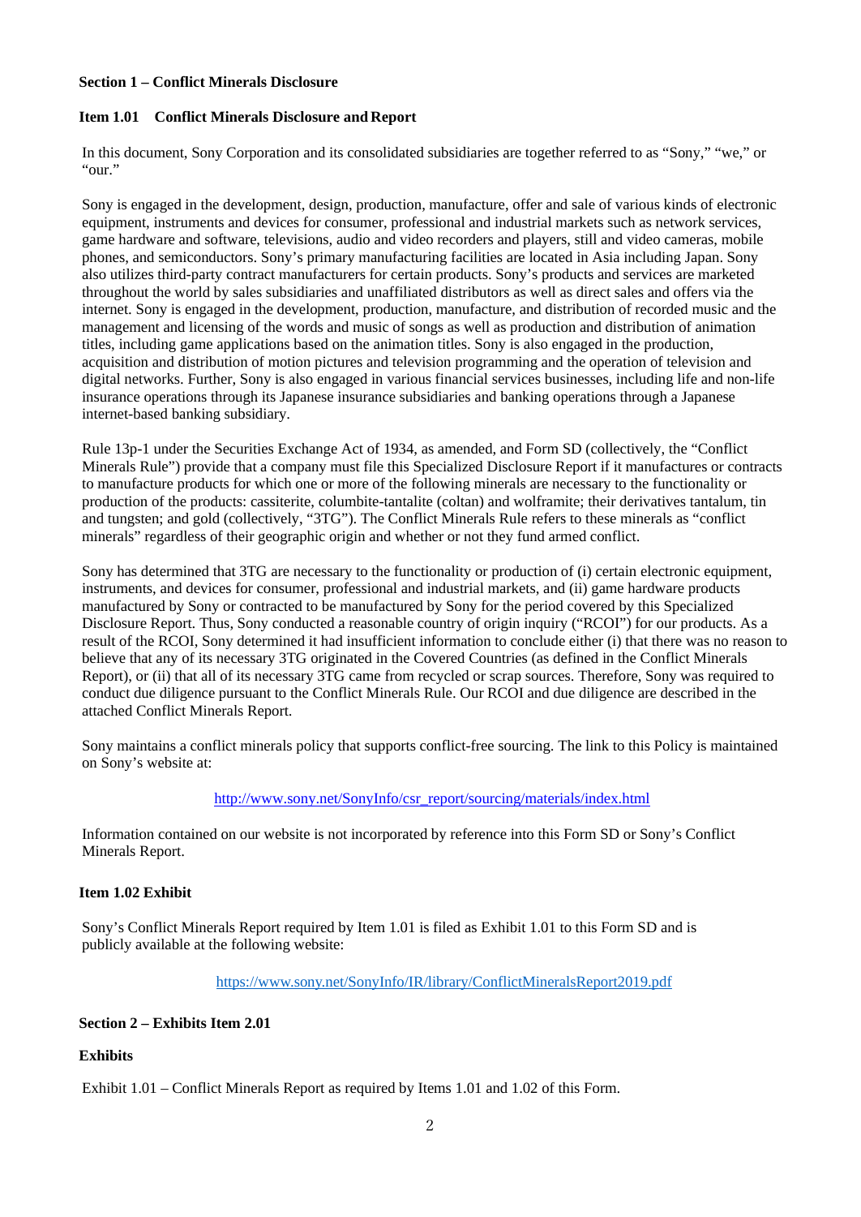**Section 1 – Conflict Minerals Disclosure**

**Item 1.01 Conflict Minerals Disclosure and Report**

In this document, Sony Corporation and its consolidated subsidiaries are together referred to as "Sony," "we," or "our."

Sony is engaged in the development, design, production, manufacture, offer and sale of various kinds of electronic equipment, instruments and devices for consumer, professional and industrial markets such as network services, game hardware and software, televisions, audio and video recorders and players, still and video cameras, mobile phones, and semiconductors. Sony's primary manufacturing facilities are located in Asia including Japan. Sony also utilizes third-party contract manufacturers for certain products. Sony's products and services are marketed throughout the world by sales subsidiaries and unaffiliated distributors as well as direct sales and offers via the internet. Sony is engaged in the development, production, manufacture, and distribution of recorded music and the management and licensing of the words and music of songs as well as production and distribution of animation titles, including game applications based on the animation titles. Sony is also engaged in the production, acquisition and distribution of motion pictures and television programming and the operation of television and digital networks. Further, Sony is also engaged in various financial services businesses, including life and non-life insurance operations through its Japanese insurance subsidiaries and banking operations through a Japanese internet-based banking subsidiary.

Rule 13p-1 under the Securities Exchange Act of 1934, as amended, and Form SD (collectively, the "Conflict Minerals Rule") provide that a company must file this Specialized Disclosure Report if it manufactures or contracts to manufacture products for which one or more of the following minerals are necessary to the functionality or production of the products: cassiterite, columbite-tantalite (coltan) and wolframite; their derivatives tantalum, tin and tungsten; and gold (collectively, "3TG"). The Conflict Minerals Rule refers to these minerals as "conflict minerals" regardless of their geographic origin and whether or not they fund armed conflict.

Sony has determined that 3TG are necessary to the functionality or production of (i) certain electronic equipment, instruments, and devices for consumer, professional and industrial markets, and (ii) game hardware products manufactured by Sony or contracted to be manufactured by Sony for the period covered by this Specialized Disclosure Report. Thus, Sony conducted a reasonable country of origin inquiry ("RCOI") for our products. As a result of the RCOI, Sony determined it had insufficient information to conclude either (i) that there was no reason to believe that any of its necessary 3TG originated in the Covered Countries (as defined in the Conflict Minerals Report), or (ii) that all of its necessary 3TG came from recycled or scrap sources. Therefore, Sony was required to conduct due diligence pursuant to the Conflict Minerals Rule. Our RCOI and due diligence are described in the attached Conflict Minerals Report.

Sony maintains a conflict minerals policy that supports conflict-free sourcing. The link to this Policy is maintained on Sony's website at:

http://www.sony.net/SonyInfo/csr_report/sourcing/materials/index.html

Information contained on our website is not incorporated by reference into this Form SD or Sony's Conflict Minerals Report.

**Item 1.02 Exhibit**

Sony's Conflict Minerals Report required by Item 1.01 is filed as Exhibit 1.01 to this Form SD and is publicly available at the following website:

https://www.sony.net/SonyInfo/IR/library/ConflictMineralsReport2019.pdf

**Section 2 – Exhibits Item 2.01**

**Exhibits**

Exhibit 1.01 – Conflict Minerals Report as required by Items 1.01 and 1.02 of this Form.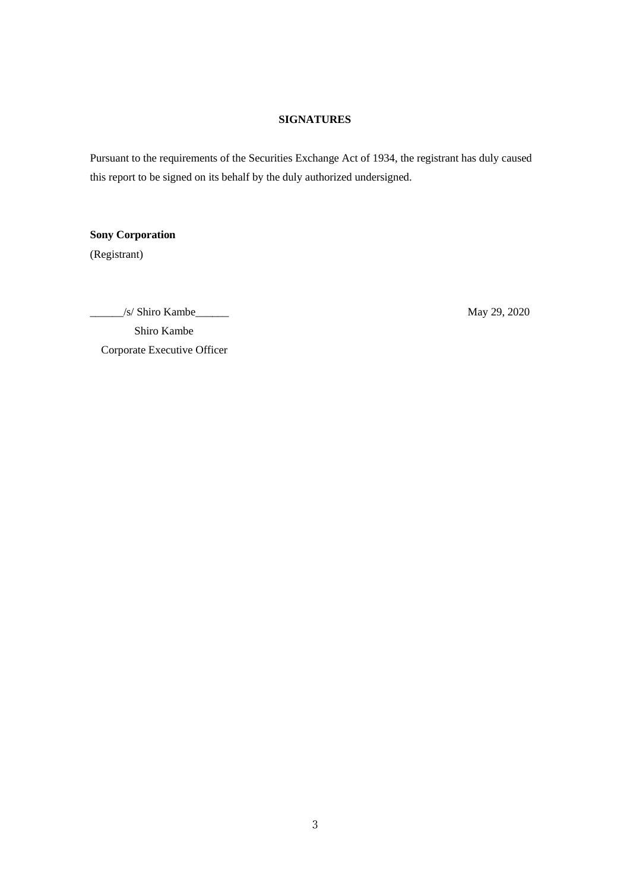**SIGNATURES**

Pursuant to the requirements of the Securities Exchange Act of 1934, the registrant has duly caused this report to be signed on its behalf by the duly authorized undersigned.

**Sony Corporation**
(Registrant)

______/s/ Shiro Kambe______ May 29, 2020

Shiro Kambe
Corporate Executive Officer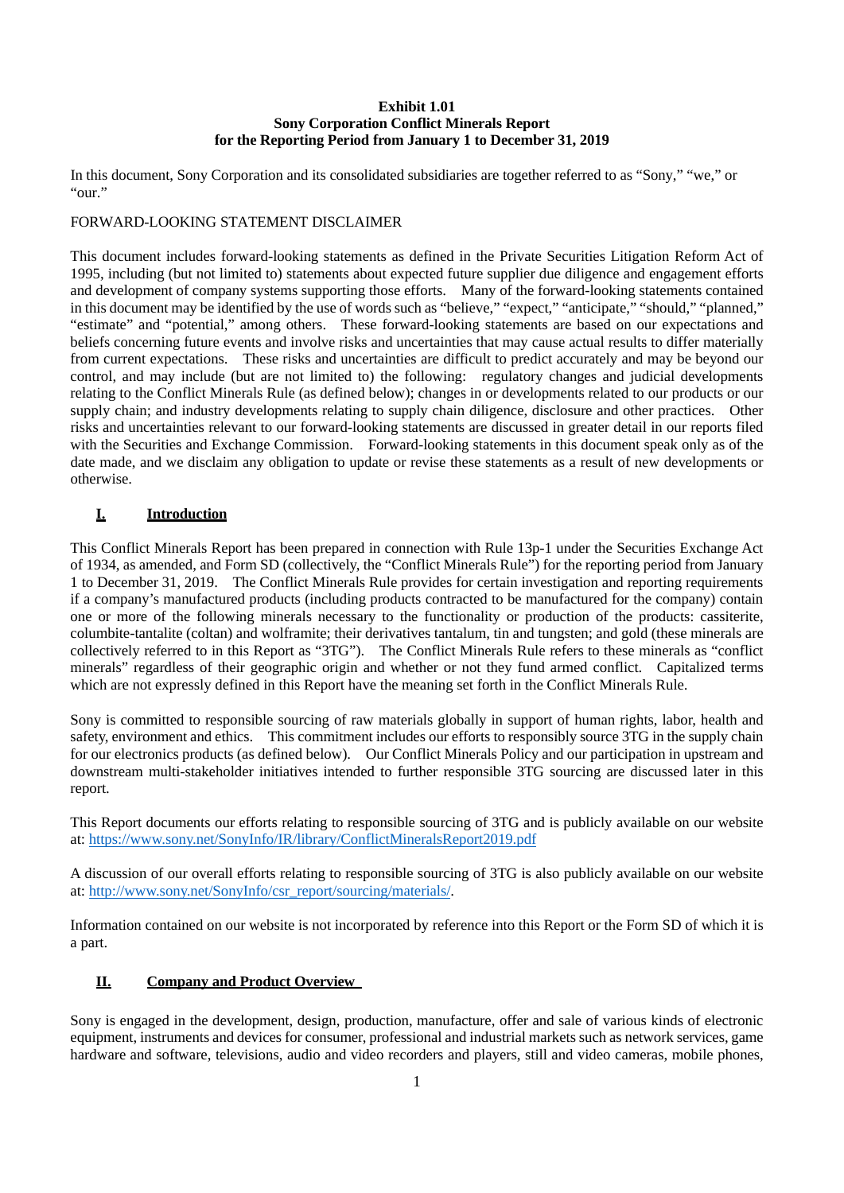**Exhibit 1.01**
**Sony Corporation Conflict Minerals Report**
**for the Reporting Period from January 1 to December 31, 2019**

In this document, Sony Corporation and its consolidated subsidiaries are together referred to as "Sony," "we," or "our."

FORWARD-LOOKING STATEMENT DISCLAIMER

This document includes forward-looking statements as defined in the Private Securities Litigation Reform Act of 1995, including (but not limited to) statements about expected future supplier due diligence and engagement efforts and development of company systems supporting those efforts. Many of the forward-looking statements contained in this document may be identified by the use of words such as "believe," "expect," "anticipate," "should," "planned," "estimate" and "potential," among others. These forward-looking statements are based on our expectations and beliefs concerning future events and involve risks and uncertainties that may cause actual results to differ materially from current expectations. These risks and uncertainties are difficult to predict accurately and may be beyond our control, and may include (but are not limited to) the following: regulatory changes and judicial developments relating to the Conflict Minerals Rule (as defined below); changes in or developments related to our products or our supply chain; and industry developments relating to supply chain diligence, disclosure and other practices. Other risks and uncertainties relevant to our forward-looking statements are discussed in greater detail in our reports filed with the Securities and Exchange Commission. Forward-looking statements in this document speak only as of the date made, and we disclaim any obligation to update or revise these statements as a result of new developments or otherwise.

## I. Introduction

This Conflict Minerals Report has been prepared in connection with Rule 13p-1 under the Securities Exchange Act of 1934, as amended, and Form SD (collectively, the "Conflict Minerals Rule") for the reporting period from January 1 to December 31, 2019. The Conflict Minerals Rule provides for certain investigation and reporting requirements if a company's manufactured products (including products contracted to be manufactured for the company) contain one or more of the following minerals necessary to the functionality or production of the products: cassiterite, columbite-tantalite (coltan) and wolframite; their derivatives tantalum, tin and tungsten; and gold (these minerals are collectively referred to in this Report as "3TG"). The Conflict Minerals Rule refers to these minerals as "conflict minerals" regardless of their geographic origin and whether or not they fund armed conflict. Capitalized terms which are not expressly defined in this Report have the meaning set forth in the Conflict Minerals Rule.

Sony is committed to responsible sourcing of raw materials globally in support of human rights, labor, health and safety, environment and ethics. This commitment includes our efforts to responsibly source 3TG in the supply chain for our electronics products (as defined below). Our Conflict Minerals Policy and our participation in upstream and downstream multi-stakeholder initiatives intended to further responsible 3TG sourcing are discussed later in this report.

This Report documents our efforts relating to responsible sourcing of 3TG and is publicly available on our website at: https://www.sony.net/SonyInfo/IR/library/ConflictMineralsReport2019.pdf

A discussion of our overall efforts relating to responsible sourcing of 3TG is also publicly available on our website at: http://www.sony.net/SonyInfo/csr_report/sourcing/materials/.

Information contained on our website is not incorporated by reference into this Report or the Form SD of which it is a part.

## II. Company and Product Overview

Sony is engaged in the development, design, production, manufacture, offer and sale of various kinds of electronic equipment, instruments and devices for consumer, professional and industrial markets such as network services, game hardware and software, televisions, audio and video recorders and players, still and video cameras, mobile phones,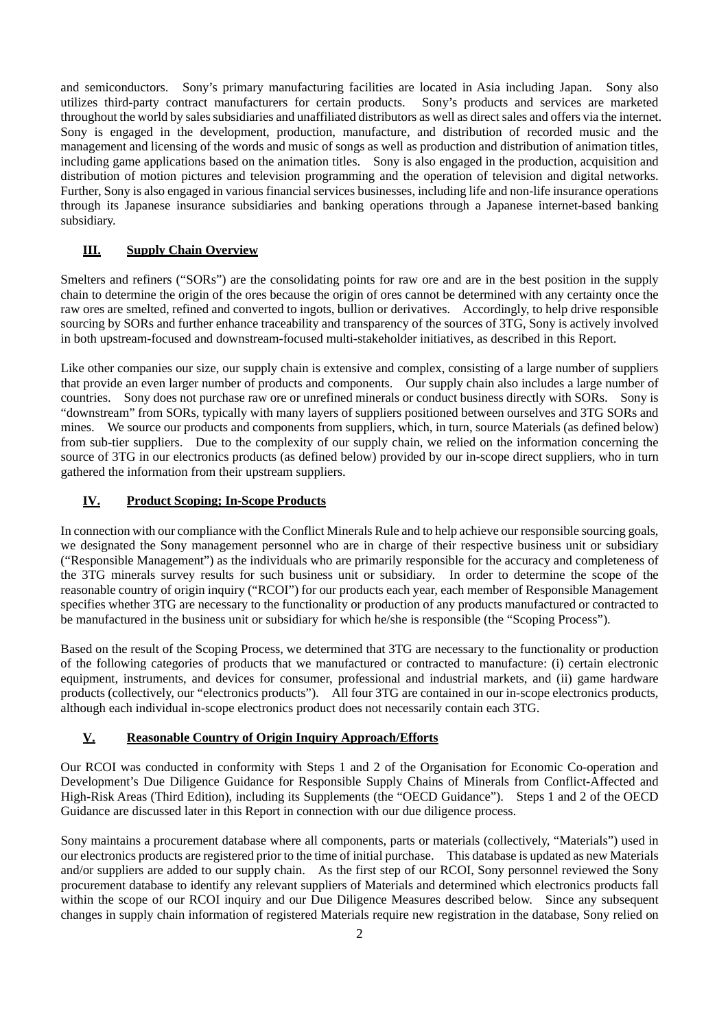and semiconductors. Sony's primary manufacturing facilities are located in Asia including Japan. Sony also utilizes third-party contract manufacturers for certain products. Sony's products and services are marketed throughout the world by sales subsidiaries and unaffiliated distributors as well as direct sales and offers via the internet. Sony is engaged in the development, production, manufacture, and distribution of recorded music and the management and licensing of the words and music of songs as well as production and distribution of animation titles, including game applications based on the animation titles. Sony is also engaged in the production, acquisition and distribution of motion pictures and television programming and the operation of television and digital networks. Further, Sony is also engaged in various financial services businesses, including life and non-life insurance operations through its Japanese insurance subsidiaries and banking operations through a Japanese internet-based banking subsidiary.

## III. Supply Chain Overview

Smelters and refiners ("SORs") are the consolidating points for raw ore and are in the best position in the supply chain to determine the origin of the ores because the origin of ores cannot be determined with any certainty once the raw ores are smelted, refined and converted to ingots, bullion or derivatives. Accordingly, to help drive responsible sourcing by SORs and further enhance traceability and transparency of the sources of 3TG, Sony is actively involved in both upstream-focused and downstream-focused multi-stakeholder initiatives, as described in this Report.

Like other companies our size, our supply chain is extensive and complex, consisting of a large number of suppliers that provide an even larger number of products and components. Our supply chain also includes a large number of countries. Sony does not purchase raw ore or unrefined minerals or conduct business directly with SORs. Sony is "downstream" from SORs, typically with many layers of suppliers positioned between ourselves and 3TG SORs and mines. We source our products and components from suppliers, which, in turn, source Materials (as defined below) from sub-tier suppliers. Due to the complexity of our supply chain, we relied on the information concerning the source of 3TG in our electronics products (as defined below) provided by our in-scope direct suppliers, who in turn gathered the information from their upstream suppliers.

## IV. Product Scoping; In-Scope Products

In connection with our compliance with the Conflict Minerals Rule and to help achieve our responsible sourcing goals, we designated the Sony management personnel who are in charge of their respective business unit or subsidiary ("Responsible Management") as the individuals who are primarily responsible for the accuracy and completeness of the 3TG minerals survey results for such business unit or subsidiary. In order to determine the scope of the reasonable country of origin inquiry ("RCOI") for our products each year, each member of Responsible Management specifies whether 3TG are necessary to the functionality or production of any products manufactured or contracted to be manufactured in the business unit or subsidiary for which he/she is responsible (the "Scoping Process").

Based on the result of the Scoping Process, we determined that 3TG are necessary to the functionality or production of the following categories of products that we manufactured or contracted to manufacture: (i) certain electronic equipment, instruments, and devices for consumer, professional and industrial markets, and (ii) game hardware products (collectively, our "electronics products"). All four 3TG are contained in our in-scope electronics products, although each individual in-scope electronics product does not necessarily contain each 3TG.

## V. Reasonable Country of Origin Inquiry Approach/Efforts

Our RCOI was conducted in conformity with Steps 1 and 2 of the Organisation for Economic Co-operation and Development's Due Diligence Guidance for Responsible Supply Chains of Minerals from Conflict-Affected and High-Risk Areas (Third Edition), including its Supplements (the "OECD Guidance"). Steps 1 and 2 of the OECD Guidance are discussed later in this Report in connection with our due diligence process.

Sony maintains a procurement database where all components, parts or materials (collectively, "Materials") used in our electronics products are registered prior to the time of initial purchase. This database is updated as new Materials and/or suppliers are added to our supply chain. As the first step of our RCOI, Sony personnel reviewed the Sony procurement database to identify any relevant suppliers of Materials and determined which electronics products fall within the scope of our RCOI inquiry and our Due Diligence Measures described below. Since any subsequent changes in supply chain information of registered Materials require new registration in the database, Sony relied on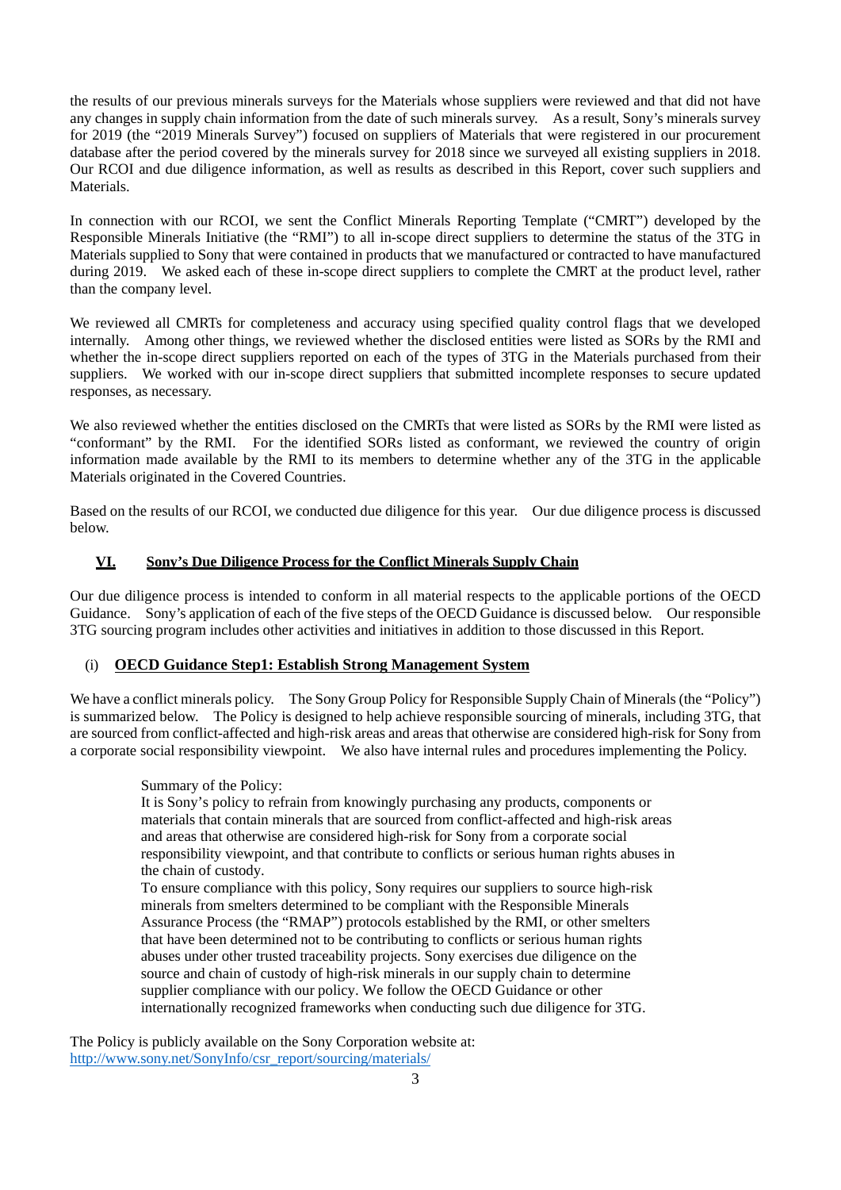the results of our previous minerals surveys for the Materials whose suppliers were reviewed and that did not have any changes in supply chain information from the date of such minerals survey. As a result, Sony's minerals survey for 2019 (the "2019 Minerals Survey") focused on suppliers of Materials that were registered in our procurement database after the period covered by the minerals survey for 2018 since we surveyed all existing suppliers in 2018. Our RCOI and due diligence information, as well as results as described in this Report, cover such suppliers and Materials.

In connection with our RCOI, we sent the Conflict Minerals Reporting Template ("CMRT") developed by the Responsible Minerals Initiative (the "RMI") to all in-scope direct suppliers to determine the status of the 3TG in Materials supplied to Sony that were contained in products that we manufactured or contracted to have manufactured during 2019. We asked each of these in-scope direct suppliers to complete the CMRT at the product level, rather than the company level.

We reviewed all CMRTs for completeness and accuracy using specified quality control flags that we developed internally. Among other things, we reviewed whether the disclosed entities were listed as SORs by the RMI and whether the in-scope direct suppliers reported on each of the types of 3TG in the Materials purchased from their suppliers. We worked with our in-scope direct suppliers that submitted incomplete responses to secure updated responses, as necessary.

We also reviewed whether the entities disclosed on the CMRTs that were listed as SORs by the RMI were listed as "conformant" by the RMI. For the identified SORs listed as conformant, we reviewed the country of origin information made available by the RMI to its members to determine whether any of the 3TG in the applicable Materials originated in the Covered Countries.

Based on the results of our RCOI, we conducted due diligence for this year. Our due diligence process is discussed below.

## VI. Sony's Due Diligence Process for the Conflict Minerals Supply Chain

Our due diligence process is intended to conform in all material respects to the applicable portions of the OECD Guidance. Sony's application of each of the five steps of the OECD Guidance is discussed below. Our responsible 3TG sourcing program includes other activities and initiatives in addition to those discussed in this Report.

### (i) OECD Guidance Step1: Establish Strong Management System

We have a conflict minerals policy. The Sony Group Policy for Responsible Supply Chain of Minerals (the "Policy") is summarized below. The Policy is designed to help achieve responsible sourcing of minerals, including 3TG, that are sourced from conflict-affected and high-risk areas and areas that otherwise are considered high-risk for Sony from a corporate social responsibility viewpoint. We also have internal rules and procedures implementing the Policy.

> Summary of the Policy:
> It is Sony's policy to refrain from knowingly purchasing any products, components or materials that contain minerals that are sourced from conflict-affected and high-risk areas and areas that otherwise are considered high-risk for Sony from a corporate social responsibility viewpoint, and that contribute to conflicts or serious human rights abuses in the chain of custody.
> To ensure compliance with this policy, Sony requires our suppliers to source high-risk minerals from smelters determined to be compliant with the Responsible Minerals Assurance Process (the "RMAP") protocols established by the RMI, or other smelters that have been determined not to be contributing to conflicts or serious human rights abuses under other trusted traceability projects. Sony exercises due diligence on the source and chain of custody of high-risk minerals in our supply chain to determine supplier compliance with our policy. We follow the OECD Guidance or other internationally recognized frameworks when conducting such due diligence for 3TG.

The Policy is publicly available on the Sony Corporation website at:
http://www.sony.net/SonyInfo/csr_report/sourcing/materials/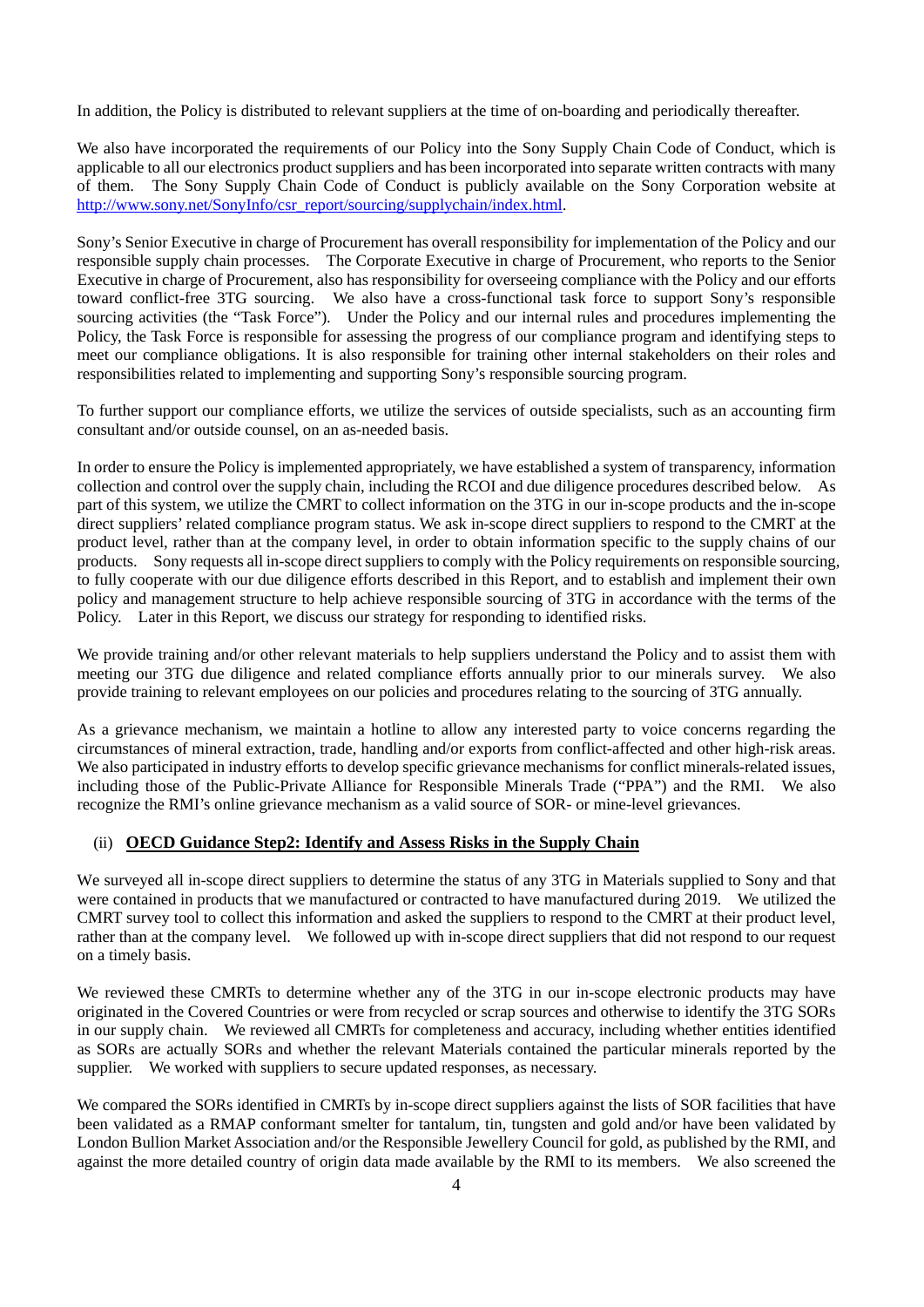In addition, the Policy is distributed to relevant suppliers at the time of on-boarding and periodically thereafter.

We also have incorporated the requirements of our Policy into the Sony Supply Chain Code of Conduct, which is applicable to all our electronics product suppliers and has been incorporated into separate written contracts with many of them. The Sony Supply Chain Code of Conduct is publicly available on the Sony Corporation website at http://www.sony.net/SonyInfo/csr_report/sourcing/supplychain/index.html.

Sony's Senior Executive in charge of Procurement has overall responsibility for implementation of the Policy and our responsible supply chain processes. The Corporate Executive in charge of Procurement, who reports to the Senior Executive in charge of Procurement, also has responsibility for overseeing compliance with the Policy and our efforts toward conflict-free 3TG sourcing. We also have a cross-functional task force to support Sony's responsible sourcing activities (the "Task Force"). Under the Policy and our internal rules and procedures implementing the Policy, the Task Force is responsible for assessing the progress of our compliance program and identifying steps to meet our compliance obligations. It is also responsible for training other internal stakeholders on their roles and responsibilities related to implementing and supporting Sony's responsible sourcing program.

To further support our compliance efforts, we utilize the services of outside specialists, such as an accounting firm consultant and/or outside counsel, on an as-needed basis.

In order to ensure the Policy is implemented appropriately, we have established a system of transparency, information collection and control over the supply chain, including the RCOI and due diligence procedures described below. As part of this system, we utilize the CMRT to collect information on the 3TG in our in-scope products and the in-scope direct suppliers' related compliance program status. We ask in-scope direct suppliers to respond to the CMRT at the product level, rather than at the company level, in order to obtain information specific to the supply chains of our products. Sony requests all in-scope direct suppliers to comply with the Policy requirements on responsible sourcing, to fully cooperate with our due diligence efforts described in this Report, and to establish and implement their own policy and management structure to help achieve responsible sourcing of 3TG in accordance with the terms of the Policy. Later in this Report, we discuss our strategy for responding to identified risks.

We provide training and/or other relevant materials to help suppliers understand the Policy and to assist them with meeting our 3TG due diligence and related compliance efforts annually prior to our minerals survey. We also provide training to relevant employees on our policies and procedures relating to the sourcing of 3TG annually.

As a grievance mechanism, we maintain a hotline to allow any interested party to voice concerns regarding the circumstances of mineral extraction, trade, handling and/or exports from conflict-affected and other high-risk areas. We also participated in industry efforts to develop specific grievance mechanisms for conflict minerals-related issues, including those of the Public-Private Alliance for Responsible Minerals Trade ("PPA") and the RMI. We also recognize the RMI's online grievance mechanism as a valid source of SOR- or mine-level grievances.

### (ii) **OECD Guidance Step2: Identify and Assess Risks in the Supply Chain**

We surveyed all in-scope direct suppliers to determine the status of any 3TG in Materials supplied to Sony and that were contained in products that we manufactured or contracted to have manufactured during 2019. We utilized the CMRT survey tool to collect this information and asked the suppliers to respond to the CMRT at their product level, rather than at the company level. We followed up with in-scope direct suppliers that did not respond to our request on a timely basis.

We reviewed these CMRTs to determine whether any of the 3TG in our in-scope electronic products may have originated in the Covered Countries or were from recycled or scrap sources and otherwise to identify the 3TG SORs in our supply chain. We reviewed all CMRTs for completeness and accuracy, including whether entities identified as SORs are actually SORs and whether the relevant Materials contained the particular minerals reported by the supplier. We worked with suppliers to secure updated responses, as necessary.

We compared the SORs identified in CMRTs by in-scope direct suppliers against the lists of SOR facilities that have been validated as a RMAP conformant smelter for tantalum, tin, tungsten and gold and/or have been validated by London Bullion Market Association and/or the Responsible Jewellery Council for gold, as published by the RMI, and against the more detailed country of origin data made available by the RMI to its members. We also screened the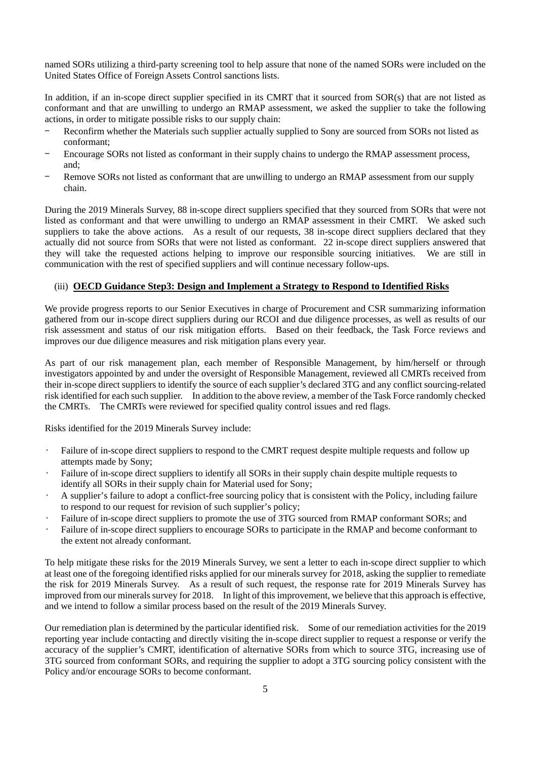named SORs utilizing a third-party screening tool to help assure that none of the named SORs were included on the United States Office of Foreign Assets Control sanctions lists.

In addition, if an in-scope direct supplier specified in its CMRT that it sourced from SOR(s) that are not listed as conformant and that are unwilling to undergo an RMAP assessment, we asked the supplier to take the following actions, in order to mitigate possible risks to our supply chain:

- Reconfirm whether the Materials such supplier actually supplied to Sony are sourced from SORs not listed as conformant;
- Encourage SORs not listed as conformant in their supply chains to undergo the RMAP assessment process, and;
- Remove SORs not listed as conformant that are unwilling to undergo an RMAP assessment from our supply chain.

During the 2019 Minerals Survey, 88 in-scope direct suppliers specified that they sourced from SORs that were not listed as conformant and that were unwilling to undergo an RMAP assessment in their CMRT. We asked such suppliers to take the above actions. As a result of our requests, 38 in-scope direct suppliers declared that they actually did not source from SORs that were not listed as conformant. 22 in-scope direct suppliers answered that they will take the requested actions helping to improve our responsible sourcing initiatives. We are still in communication with the rest of specified suppliers and will continue necessary follow-ups.

### (iii) **OECD Guidance Step3: Design and Implement a Strategy to Respond to Identified Risks**

We provide progress reports to our Senior Executives in charge of Procurement and CSR summarizing information gathered from our in-scope direct suppliers during our RCOI and due diligence processes, as well as results of our risk assessment and status of our risk mitigation efforts. Based on their feedback, the Task Force reviews and improves our due diligence measures and risk mitigation plans every year.

As part of our risk management plan, each member of Responsible Management, by him/herself or through investigators appointed by and under the oversight of Responsible Management, reviewed all CMRTs received from their in-scope direct suppliers to identify the source of each supplier's declared 3TG and any conflict sourcing-related risk identified for each such supplier. In addition to the above review, a member of the Task Force randomly checked the CMRTs. The CMRTs were reviewed for specified quality control issues and red flags.

Risks identified for the 2019 Minerals Survey include:

- Failure of in-scope direct suppliers to respond to the CMRT request despite multiple requests and follow up attempts made by Sony;
- Failure of in-scope direct suppliers to identify all SORs in their supply chain despite multiple requests to identify all SORs in their supply chain for Material used for Sony;
- A supplier's failure to adopt a conflict-free sourcing policy that is consistent with the Policy, including failure to respond to our request for revision of such supplier's policy;
- Failure of in-scope direct suppliers to promote the use of 3TG sourced from RMAP conformant SORs; and
- Failure of in-scope direct suppliers to encourage SORs to participate in the RMAP and become conformant to the extent not already conformant.

To help mitigate these risks for the 2019 Minerals Survey, we sent a letter to each in-scope direct supplier to which at least one of the foregoing identified risks applied for our minerals survey for 2018, asking the supplier to remediate the risk for 2019 Minerals Survey. As a result of such request, the response rate for 2019 Minerals Survey has improved from our minerals survey for 2018. In light of this improvement, we believe that this approach is effective, and we intend to follow a similar process based on the result of the 2019 Minerals Survey.

Our remediation plan is determined by the particular identified risk. Some of our remediation activities for the 2019 reporting year include contacting and directly visiting the in-scope direct supplier to request a response or verify the accuracy of the supplier's CMRT, identification of alternative SORs from which to source 3TG, increasing use of 3TG sourced from conformant SORs, and requiring the supplier to adopt a 3TG sourcing policy consistent with the Policy and/or encourage SORs to become conformant.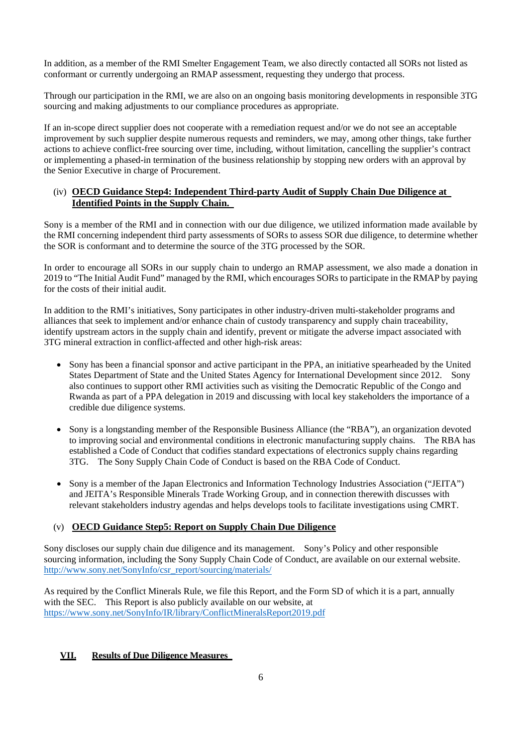In addition, as a member of the RMI Smelter Engagement Team, we also directly contacted all SORs not listed as conformant or currently undergoing an RMAP assessment, requesting they undergo that process.

Through our participation in the RMI, we are also on an ongoing basis monitoring developments in responsible 3TG sourcing and making adjustments to our compliance procedures as appropriate.

If an in-scope direct supplier does not cooperate with a remediation request and/or we do not see an acceptable improvement by such supplier despite numerous requests and reminders, we may, among other things, take further actions to achieve conflict-free sourcing over time, including, without limitation, cancelling the supplier's contract or implementing a phased-in termination of the business relationship by stopping new orders with an approval by the Senior Executive in charge of Procurement.

### (iv) OECD Guidance Step4: Independent Third-party Audit of Supply Chain Due Diligence at Identified Points in the Supply Chain.

Sony is a member of the RMI and in connection with our due diligence, we utilized information made available by the RMI concerning independent third party assessments of SORs to assess SOR due diligence, to determine whether the SOR is conformant and to determine the source of the 3TG processed by the SOR.

In order to encourage all SORs in our supply chain to undergo an RMAP assessment, we also made a donation in 2019 to "The Initial Audit Fund" managed by the RMI, which encourages SORs to participate in the RMAP by paying for the costs of their initial audit.

In addition to the RMI's initiatives, Sony participates in other industry-driven multi-stakeholder programs and alliances that seek to implement and/or enhance chain of custody transparency and supply chain traceability, identify upstream actors in the supply chain and identify, prevent or mitigate the adverse impact associated with 3TG mineral extraction in conflict-affected and other high-risk areas:

- Sony has been a financial sponsor and active participant in the PPA, an initiative spearheaded by the United States Department of State and the United States Agency for International Development since 2012. Sony also continues to support other RMI activities such as visiting the Democratic Republic of the Congo and Rwanda as part of a PPA delegation in 2019 and discussing with local key stakeholders the importance of a credible due diligence systems.

- Sony is a longstanding member of the Responsible Business Alliance (the "RBA"), an organization devoted to improving social and environmental conditions in electronic manufacturing supply chains. The RBA has established a Code of Conduct that codifies standard expectations of electronics supply chains regarding 3TG. The Sony Supply Chain Code of Conduct is based on the RBA Code of Conduct.

- Sony is a member of the Japan Electronics and Information Technology Industries Association ("JEITA") and JEITA's Responsible Minerals Trade Working Group, and in connection therewith discusses with relevant stakeholders industry agendas and helps develops tools to facilitate investigations using CMRT.

### (v) OECD Guidance Step5: Report on Supply Chain Due Diligence

Sony discloses our supply chain due diligence and its management. Sony's Policy and other responsible sourcing information, including the Sony Supply Chain Code of Conduct, are available on our external website. http://www.sony.net/SonyInfo/csr_report/sourcing/materials/

As required by the Conflict Minerals Rule, we file this Report, and the Form SD of which it is a part, annually with the SEC. This Report is also publicly available on our website, at https://www.sony.net/SonyInfo/IR/library/ConflictMineralsReport2019.pdf

## VII. Results of Due Diligence Measures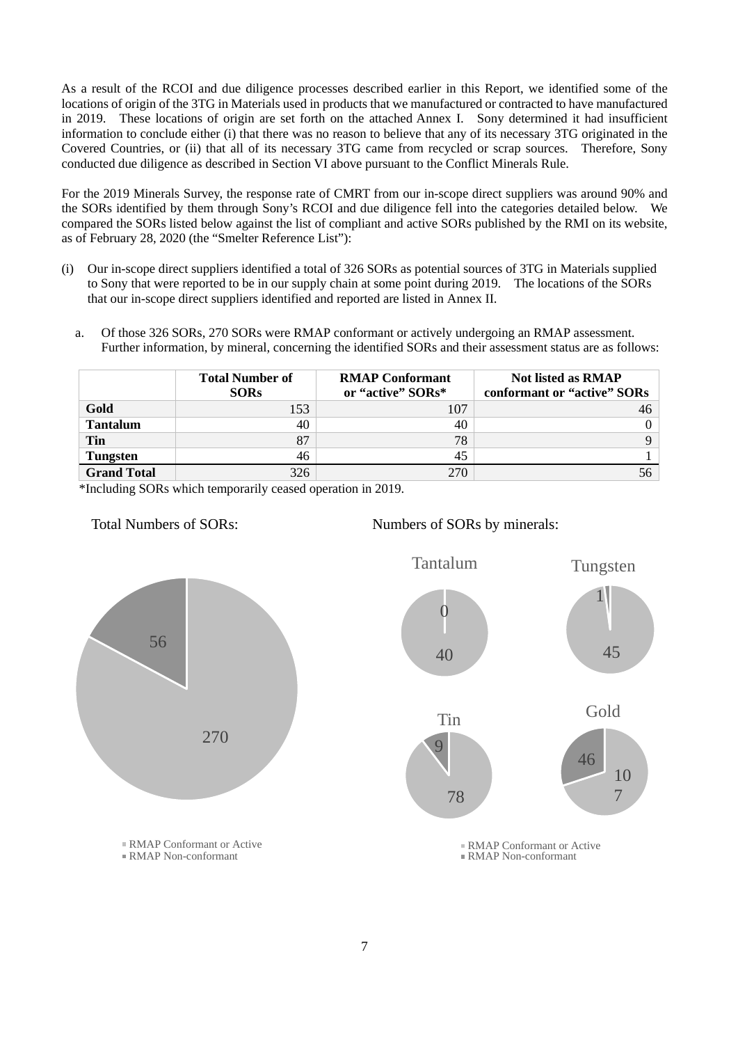As a result of the RCOI and due diligence processes described earlier in this Report, we identified some of the locations of origin of the 3TG in Materials used in products that we manufactured or contracted to have manufactured in 2019. These locations of origin are set forth on the attached Annex I. Sony determined it had insufficient information to conclude either (i) that there was no reason to believe that any of its necessary 3TG originated in the Covered Countries, or (ii) that all of its necessary 3TG came from recycled or scrap sources. Therefore, Sony conducted due diligence as described in Section VI above pursuant to the Conflict Minerals Rule.

For the 2019 Minerals Survey, the response rate of CMRT from our in-scope direct suppliers was around 90% and the SORs identified by them through Sony's RCOI and due diligence fell into the categories detailed below. We compared the SORs listed below against the list of compliant and active SORs published by the RMI on its website, as of February 28, 2020 (the "Smelter Reference List"):

(i) Our in-scope direct suppliers identified a total of 326 SORs as potential sources of 3TG in Materials supplied to Sony that were reported to be in our supply chain at some point during 2019. The locations of the SORs that our in-scope direct suppliers identified and reported are listed in Annex II.

   a. Of those 326 SORs, 270 SORs were RMAP conformant or actively undergoing an RMAP assessment. Further information, by mineral, concerning the identified SORs and their assessment status are as follows:

| | Total Number of SORs | RMAP Conformant or "active" SORs* | Not listed as RMAP conformant or "active" SORs |
|---|---|---|---|
| **Gold** | 153 | 107 | 46 |
| **Tantalum** | 40 | 40 | 0 |
| **Tin** | 87 | 78 | 9 |
| **Tungsten** | 46 | 45 | 1 |
| **Grand Total** | 326 | 270 | 56 |

*Including SORs which temporarily ceased operation in 2019.

Total Numbers of SORs:

- 270 (RMAP Conformant or Active)
- 56 (RMAP Non-conformant)

Numbers of SORs by minerals:

- Tantalum: 40 (RMAP Conformant or Active), 0 (RMAP Non-conformant)
- Tungsten: 45 (RMAP Conformant or Active), 1 (RMAP Non-conformant)
- Tin: 78 (RMAP Conformant or Active), 9 (RMAP Non-conformant)
- Gold: 107 (RMAP Conformant or Active), 46 (RMAP Non-conformant)

■ RMAP Conformant or Active
■ RMAP Non-conformant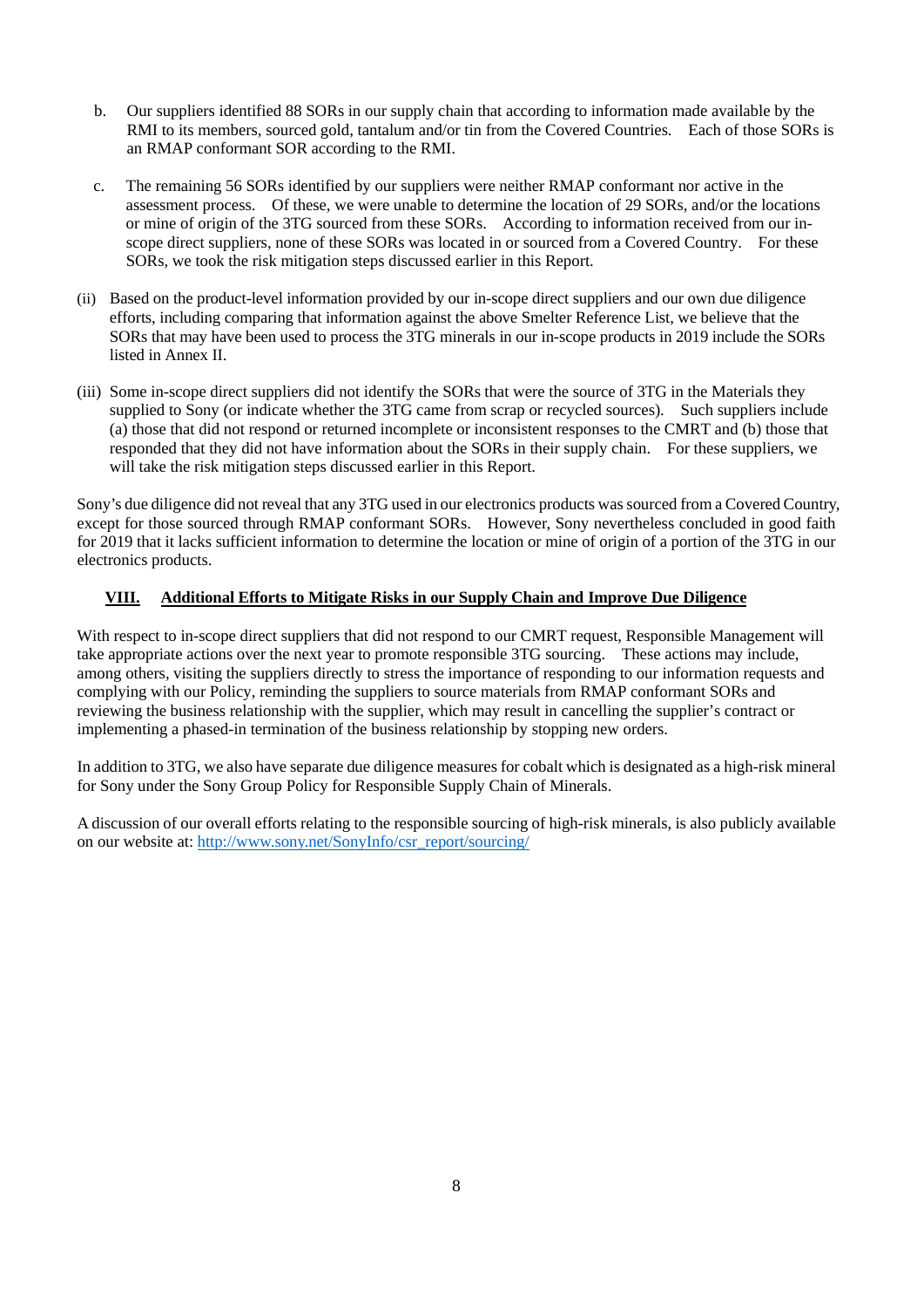b. Our suppliers identified 88 SORs in our supply chain that according to information made available by the RMI to its members, sourced gold, tantalum and/or tin from the Covered Countries. Each of those SORs is an RMAP conformant SOR according to the RMI.

c. The remaining 56 SORs identified by our suppliers were neither RMAP conformant nor active in the assessment process. Of these, we were unable to determine the location of 29 SORs, and/or the locations or mine of origin of the 3TG sourced from these SORs. According to information received from our in-scope direct suppliers, none of these SORs was located in or sourced from a Covered Country. For these SORs, we took the risk mitigation steps discussed earlier in this Report.

(ii) Based on the product-level information provided by our in-scope direct suppliers and our own due diligence efforts, including comparing that information against the above Smelter Reference List, we believe that the SORs that may have been used to process the 3TG minerals in our in-scope products in 2019 include the SORs listed in Annex II.

(iii) Some in-scope direct suppliers did not identify the SORs that were the source of 3TG in the Materials they supplied to Sony (or indicate whether the 3TG came from scrap or recycled sources). Such suppliers include (a) those that did not respond or returned incomplete or inconsistent responses to the CMRT and (b) those that responded that they did not have information about the SORs in their supply chain. For these suppliers, we will take the risk mitigation steps discussed earlier in this Report.

Sony's due diligence did not reveal that any 3TG used in our electronics products was sourced from a Covered Country, except for those sourced through RMAP conformant SORs. However, Sony nevertheless concluded in good faith for 2019 that it lacks sufficient information to determine the location or mine of origin of a portion of the 3TG in our electronics products.

## VIII. Additional Efforts to Mitigate Risks in our Supply Chain and Improve Due Diligence

With respect to in-scope direct suppliers that did not respond to our CMRT request, Responsible Management will take appropriate actions over the next year to promote responsible 3TG sourcing. These actions may include, among others, visiting the suppliers directly to stress the importance of responding to our information requests and complying with our Policy, reminding the suppliers to source materials from RMAP conformant SORs and reviewing the business relationship with the supplier, which may result in cancelling the supplier's contract or implementing a phased-in termination of the business relationship by stopping new orders.

In addition to 3TG, we also have separate due diligence measures for cobalt which is designated as a high-risk mineral for Sony under the Sony Group Policy for Responsible Supply Chain of Minerals.

A discussion of our overall efforts relating to the responsible sourcing of high-risk minerals, is also publicly available on our website at: http://www.sony.net/SonyInfo/csr_report/sourcing/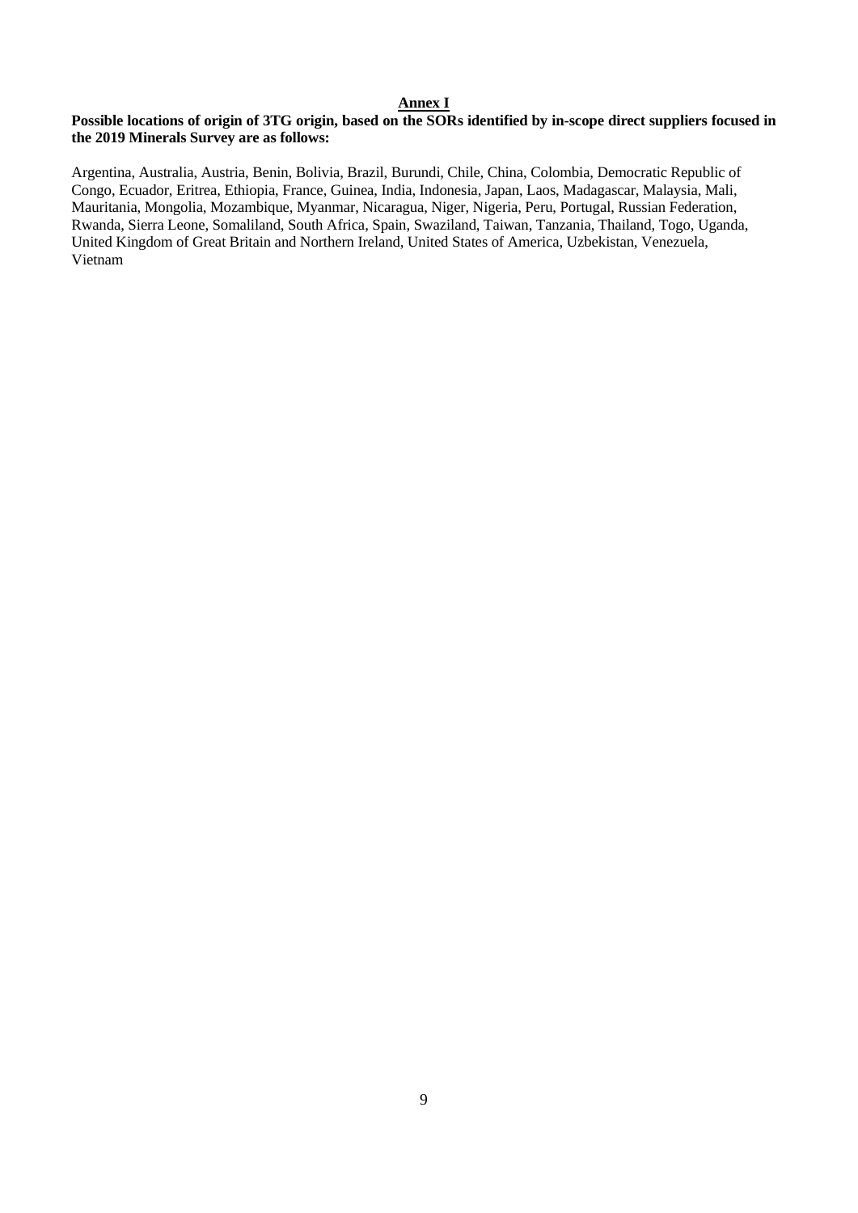## Annex I

**Possible locations of origin of 3TG origin, based on the SORs identified by in-scope direct suppliers focused in the 2019 Minerals Survey are as follows:**

Argentina, Australia, Austria, Benin, Bolivia, Brazil, Burundi, Chile, China, Colombia, Democratic Republic of Congo, Ecuador, Eritrea, Ethiopia, France, Guinea, India, Indonesia, Japan, Laos, Madagascar, Malaysia, Mali, Mauritania, Mongolia, Mozambique, Myanmar, Nicaragua, Niger, Nigeria, Peru, Portugal, Russian Federation, Rwanda, Sierra Leone, Somaliland, South Africa, Spain, Swaziland, Taiwan, Tanzania, Thailand, Togo, Uganda, United Kingdom of Great Britain and Northern Ireland, United States of America, Uzbekistan, Venezuela, Vietnam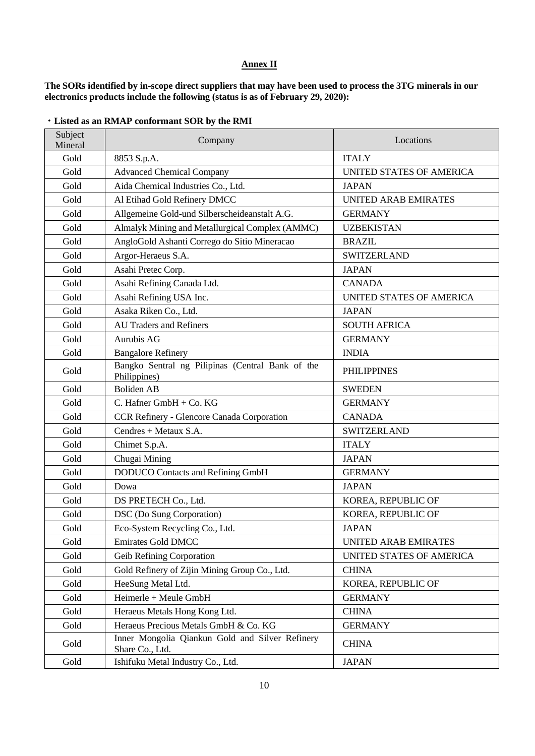## Annex II

**The SORs identified by in-scope direct suppliers that may have been used to process the 3TG minerals in our electronics products include the following (status is as of February 29, 2020):**

・**Listed as an RMAP conformant SOR by the RMI**

| Subject Mineral | Company | Locations |
|---|---|---|
| Gold | 8853 S.p.A. | ITALY |
| Gold | Advanced Chemical Company | UNITED STATES OF AMERICA |
| Gold | Aida Chemical Industries Co., Ltd. | JAPAN |
| Gold | Al Etihad Gold Refinery DMCC | UNITED ARAB EMIRATES |
| Gold | Allgemeine Gold-und Silberscheideanstalt A.G. | GERMANY |
| Gold | Almalyk Mining and Metallurgical Complex (AMMC) | UZBEKISTAN |
| Gold | AngloGold Ashanti Corrego do Sitio Mineracao | BRAZIL |
| Gold | Argor-Heraeus S.A. | SWITZERLAND |
| Gold | Asahi Pretec Corp. | JAPAN |
| Gold | Asahi Refining Canada Ltd. | CANADA |
| Gold | Asahi Refining USA Inc. | UNITED STATES OF AMERICA |
| Gold | Asaka Riken Co., Ltd. | JAPAN |
| Gold | AU Traders and Refiners | SOUTH AFRICA |
| Gold | Aurubis AG | GERMANY |
| Gold | Bangalore Refinery | INDIA |
| Gold | Bangko Sentral ng Pilipinas (Central Bank of the Philippines) | PHILIPPINES |
| Gold | Boliden AB | SWEDEN |
| Gold | C. Hafner GmbH + Co. KG | GERMANY |
| Gold | CCR Refinery - Glencore Canada Corporation | CANADA |
| Gold | Cendres + Metaux S.A. | SWITZERLAND |
| Gold | Chimet S.p.A. | ITALY |
| Gold | Chugai Mining | JAPAN |
| Gold | DODUCO Contacts and Refining GmbH | GERMANY |
| Gold | Dowa | JAPAN |
| Gold | DS PRETECH Co., Ltd. | KOREA, REPUBLIC OF |
| Gold | DSC (Do Sung Corporation) | KOREA, REPUBLIC OF |
| Gold | Eco-System Recycling Co., Ltd. | JAPAN |
| Gold | Emirates Gold DMCC | UNITED ARAB EMIRATES |
| Gold | Geib Refining Corporation | UNITED STATES OF AMERICA |
| Gold | Gold Refinery of Zijin Mining Group Co., Ltd. | CHINA |
| Gold | HeeSung Metal Ltd. | KOREA, REPUBLIC OF |
| Gold | Heimerle + Meule GmbH | GERMANY |
| Gold | Heraeus Metals Hong Kong Ltd. | CHINA |
| Gold | Heraeus Precious Metals GmbH & Co. KG | GERMANY |
| Gold | Inner Mongolia Qiankun Gold and Silver Refinery Share Co., Ltd. | CHINA |
| Gold | Ishifuku Metal Industry Co., Ltd. | JAPAN |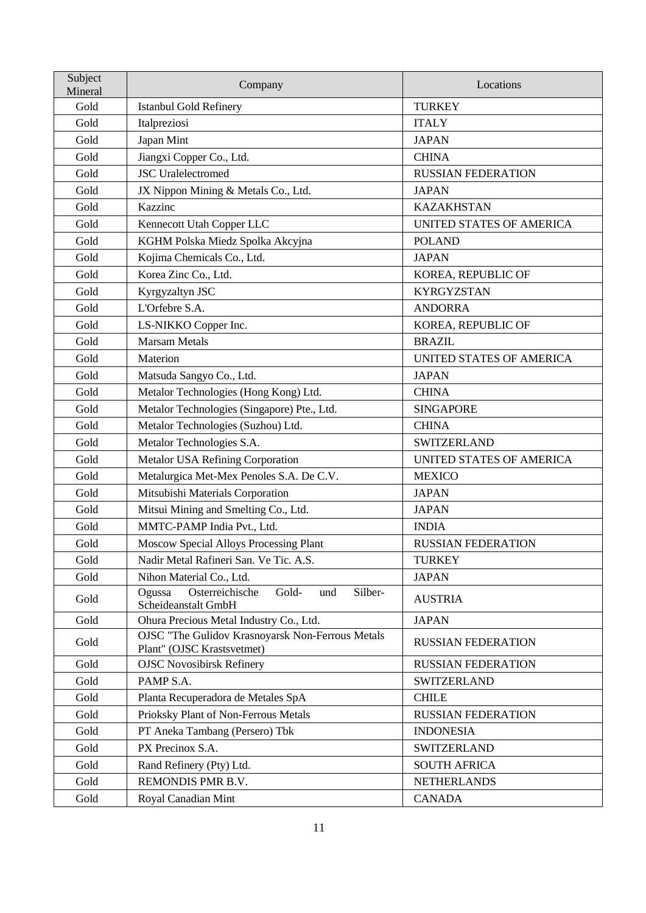| Subject Mineral | Company | Locations |
|---|---|---|
| Gold | Istanbul Gold Refinery | TURKEY |
| Gold | Italpreziosi | ITALY |
| Gold | Japan Mint | JAPAN |
| Gold | Jiangxi Copper Co., Ltd. | CHINA |
| Gold | JSC Uralelectromed | RUSSIAN FEDERATION |
| Gold | JX Nippon Mining & Metals Co., Ltd. | JAPAN |
| Gold | Kazzinc | KAZAKHSTAN |
| Gold | Kennecott Utah Copper LLC | UNITED STATES OF AMERICA |
| Gold | KGHM Polska Miedz Spolka Akcyjna | POLAND |
| Gold | Kojima Chemicals Co., Ltd. | JAPAN |
| Gold | Korea Zinc Co., Ltd. | KOREA, REPUBLIC OF |
| Gold | Kyrgyzaltyn JSC | KYRGYZSTAN |
| Gold | L'Orfebre S.A. | ANDORRA |
| Gold | LS-NIKKO Copper Inc. | KOREA, REPUBLIC OF |
| Gold | Marsam Metals | BRAZIL |
| Gold | Materion | UNITED STATES OF AMERICA |
| Gold | Matsuda Sangyo Co., Ltd. | JAPAN |
| Gold | Metalor Technologies (Hong Kong) Ltd. | CHINA |
| Gold | Metalor Technologies (Singapore) Pte., Ltd. | SINGAPORE |
| Gold | Metalor Technologies (Suzhou) Ltd. | CHINA |
| Gold | Metalor Technologies S.A. | SWITZERLAND |
| Gold | Metalor USA Refining Corporation | UNITED STATES OF AMERICA |
| Gold | Metalurgica Met-Mex Penoles S.A. De C.V. | MEXICO |
| Gold | Mitsubishi Materials Corporation | JAPAN |
| Gold | Mitsui Mining and Smelting Co., Ltd. | JAPAN |
| Gold | MMTC-PAMP India Pvt., Ltd. | INDIA |
| Gold | Moscow Special Alloys Processing Plant | RUSSIAN FEDERATION |
| Gold | Nadir Metal Rafineri San. Ve Tic. A.S. | TURKEY |
| Gold | Nihon Material Co., Ltd. | JAPAN |
| Gold | Ogussa Osterreichische Gold- und Silber-Scheideanstalt GmbH | AUSTRIA |
| Gold | Ohura Precious Metal Industry Co., Ltd. | JAPAN |
| Gold | OJSC "The Gulidov Krasnoyarsk Non-Ferrous Metals Plant" (OJSC Krastsvetmet) | RUSSIAN FEDERATION |
| Gold | OJSC Novosibirsk Refinery | RUSSIAN FEDERATION |
| Gold | PAMP S.A. | SWITZERLAND |
| Gold | Planta Recuperadora de Metales SpA | CHILE |
| Gold | Prioksky Plant of Non-Ferrous Metals | RUSSIAN FEDERATION |
| Gold | PT Aneka Tambang (Persero) Tbk | INDONESIA |
| Gold | PX Precinox S.A. | SWITZERLAND |
| Gold | Rand Refinery (Pty) Ltd. | SOUTH AFRICA |
| Gold | REMONDIS PMR B.V. | NETHERLANDS |
| Gold | Royal Canadian Mint | CANADA |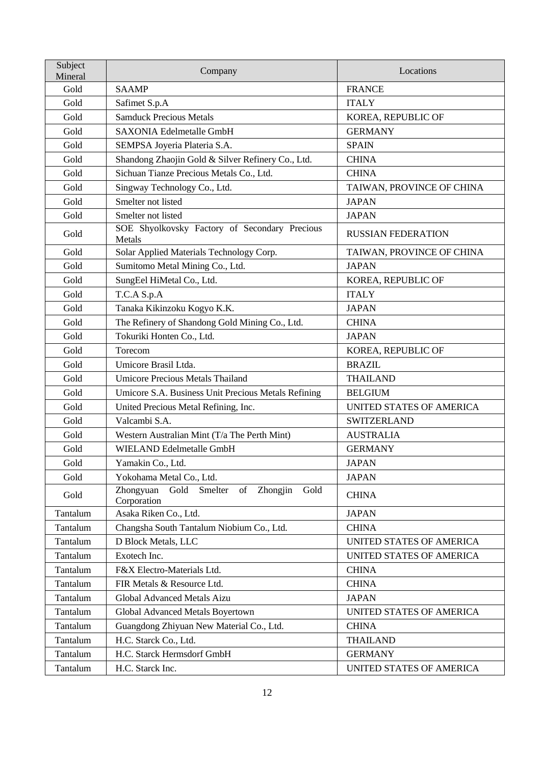| Subject Mineral | Company | Locations |
|---|---|---|
| Gold | SAAMP | FRANCE |
| Gold | Safimet S.p.A | ITALY |
| Gold | Samduck Precious Metals | KOREA, REPUBLIC OF |
| Gold | SAXONIA Edelmetalle GmbH | GERMANY |
| Gold | SEMPSA Joyeria Plateria S.A. | SPAIN |
| Gold | Shandong Zhaojin Gold & Silver Refinery Co., Ltd. | CHINA |
| Gold | Sichuan Tianze Precious Metals Co., Ltd. | CHINA |
| Gold | Singway Technology Co., Ltd. | TAIWAN, PROVINCE OF CHINA |
| Gold | Smelter not listed | JAPAN |
| Gold | Smelter not listed | JAPAN |
| Gold | SOE Shyolkovsky Factory of Secondary Precious Metals | RUSSIAN FEDERATION |
| Gold | Solar Applied Materials Technology Corp. | TAIWAN, PROVINCE OF CHINA |
| Gold | Sumitomo Metal Mining Co., Ltd. | JAPAN |
| Gold | SungEel HiMetal Co., Ltd. | KOREA, REPUBLIC OF |
| Gold | T.C.A S.p.A | ITALY |
| Gold | Tanaka Kikinzoku Kogyo K.K. | JAPAN |
| Gold | The Refinery of Shandong Gold Mining Co., Ltd. | CHINA |
| Gold | Tokuriki Honten Co., Ltd. | JAPAN |
| Gold | Torecom | KOREA, REPUBLIC OF |
| Gold | Umicore Brasil Ltda. | BRAZIL |
| Gold | Umicore Precious Metals Thailand | THAILAND |
| Gold | Umicore S.A. Business Unit Precious Metals Refining | BELGIUM |
| Gold | United Precious Metal Refining, Inc. | UNITED STATES OF AMERICA |
| Gold | Valcambi S.A. | SWITZERLAND |
| Gold | Western Australian Mint (T/a The Perth Mint) | AUSTRALIA |
| Gold | WIELAND Edelmetalle GmbH | GERMANY |
| Gold | Yamakin Co., Ltd. | JAPAN |
| Gold | Yokohama Metal Co., Ltd. | JAPAN |
| Gold | Zhongyuan Gold Smelter of Zhongjin Gold Corporation | CHINA |
| Tantalum | Asaka Riken Co., Ltd. | JAPAN |
| Tantalum | Changsha South Tantalum Niobium Co., Ltd. | CHINA |
| Tantalum | D Block Metals, LLC | UNITED STATES OF AMERICA |
| Tantalum | Exotech Inc. | UNITED STATES OF AMERICA |
| Tantalum | F&X Electro-Materials Ltd. | CHINA |
| Tantalum | FIR Metals & Resource Ltd. | CHINA |
| Tantalum | Global Advanced Metals Aizu | JAPAN |
| Tantalum | Global Advanced Metals Boyertown | UNITED STATES OF AMERICA |
| Tantalum | Guangdong Zhiyuan New Material Co., Ltd. | CHINA |
| Tantalum | H.C. Starck Co., Ltd. | THAILAND |
| Tantalum | H.C. Starck Hermsdorf GmbH | GERMANY |
| Tantalum | H.C. Starck Inc. | UNITED STATES OF AMERICA |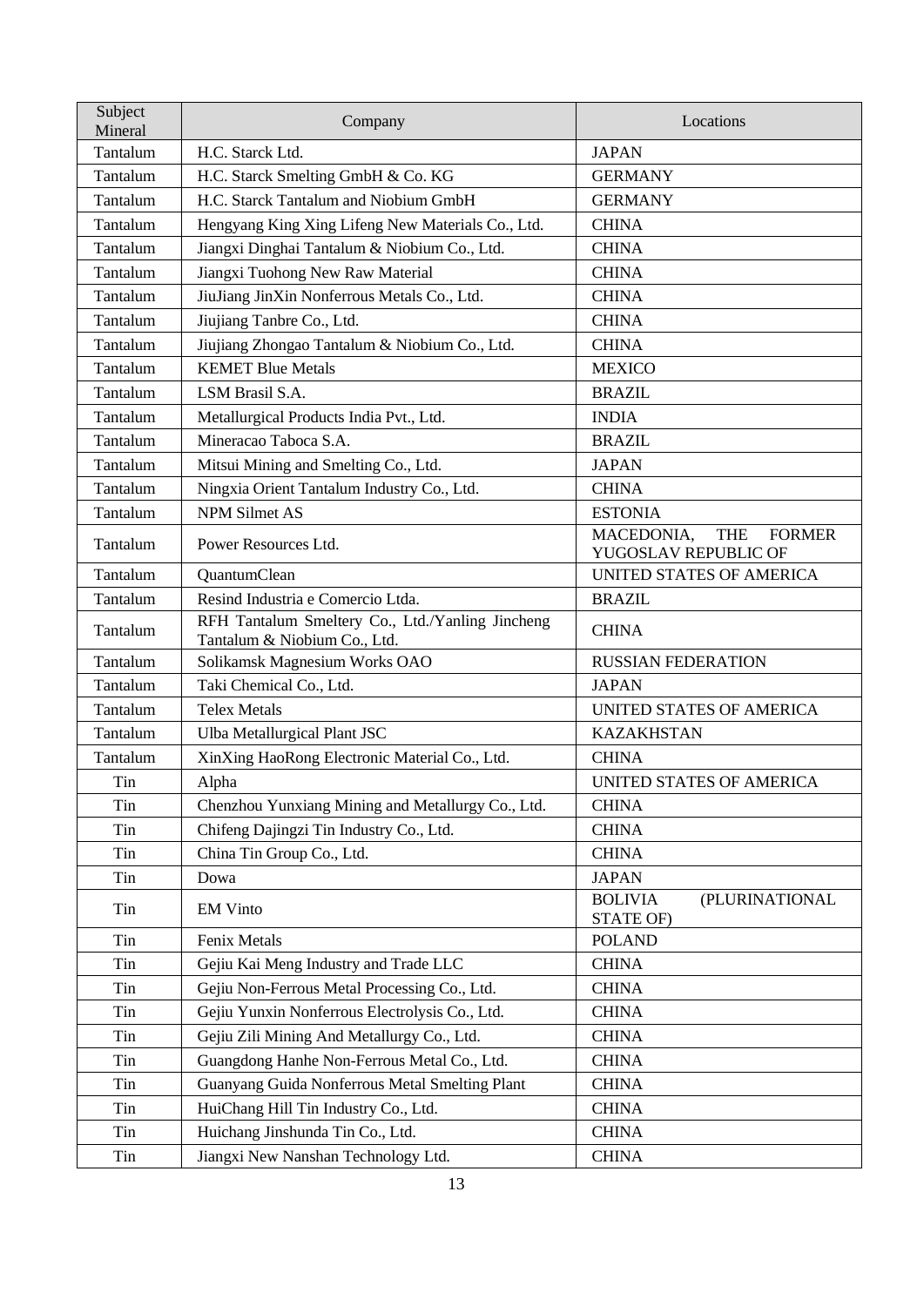| Subject Mineral | Company | Locations |
|---|---|---|
| Tantalum | H.C. Starck Ltd. | JAPAN |
| Tantalum | H.C. Starck Smelting GmbH & Co. KG | GERMANY |
| Tantalum | H.C. Starck Tantalum and Niobium GmbH | GERMANY |
| Tantalum | Hengyang King Xing Lifeng New Materials Co., Ltd. | CHINA |
| Tantalum | Jiangxi Dinghai Tantalum & Niobium Co., Ltd. | CHINA |
| Tantalum | Jiangxi Tuohong New Raw Material | CHINA |
| Tantalum | JiuJiang JinXin Nonferrous Metals Co., Ltd. | CHINA |
| Tantalum | Jiujiang Tanbre Co., Ltd. | CHINA |
| Tantalum | Jiujiang Zhongao Tantalum & Niobium Co., Ltd. | CHINA |
| Tantalum | KEMET Blue Metals | MEXICO |
| Tantalum | LSM Brasil S.A. | BRAZIL |
| Tantalum | Metallurgical Products India Pvt., Ltd. | INDIA |
| Tantalum | Mineracao Taboca S.A. | BRAZIL |
| Tantalum | Mitsui Mining and Smelting Co., Ltd. | JAPAN |
| Tantalum | Ningxia Orient Tantalum Industry Co., Ltd. | CHINA |
| Tantalum | NPM Silmet AS | ESTONIA |
| Tantalum | Power Resources Ltd. | MACEDONIA, THE FORMER YUGOSLAV REPUBLIC OF |
| Tantalum | QuantumClean | UNITED STATES OF AMERICA |
| Tantalum | Resind Industria e Comercio Ltda. | BRAZIL |
| Tantalum | RFH Tantalum Smeltery Co., Ltd./Yanling Jincheng Tantalum & Niobium Co., Ltd. | CHINA |
| Tantalum | Solikamsk Magnesium Works OAO | RUSSIAN FEDERATION |
| Tantalum | Taki Chemical Co., Ltd. | JAPAN |
| Tantalum | Telex Metals | UNITED STATES OF AMERICA |
| Tantalum | Ulba Metallurgical Plant JSC | KAZAKHSTAN |
| Tantalum | XinXing HaoRong Electronic Material Co., Ltd. | CHINA |
| Tin | Alpha | UNITED STATES OF AMERICA |
| Tin | Chenzhou Yunxiang Mining and Metallurgy Co., Ltd. | CHINA |
| Tin | Chifeng Dajingzi Tin Industry Co., Ltd. | CHINA |
| Tin | China Tin Group Co., Ltd. | CHINA |
| Tin | Dowa | JAPAN |
| Tin | EM Vinto | BOLIVIA (PLURINATIONAL STATE OF) |
| Tin | Fenix Metals | POLAND |
| Tin | Gejiu Kai Meng Industry and Trade LLC | CHINA |
| Tin | Gejiu Non-Ferrous Metal Processing Co., Ltd. | CHINA |
| Tin | Gejiu Yunxin Nonferrous Electrolysis Co., Ltd. | CHINA |
| Tin | Gejiu Zili Mining And Metallurgy Co., Ltd. | CHINA |
| Tin | Guangdong Hanhe Non-Ferrous Metal Co., Ltd. | CHINA |
| Tin | Guanyang Guida Nonferrous Metal Smelting Plant | CHINA |
| Tin | HuiChang Hill Tin Industry Co., Ltd. | CHINA |
| Tin | Huichang Jinshunda Tin Co., Ltd. | CHINA |
| Tin | Jiangxi New Nanshan Technology Ltd. | CHINA |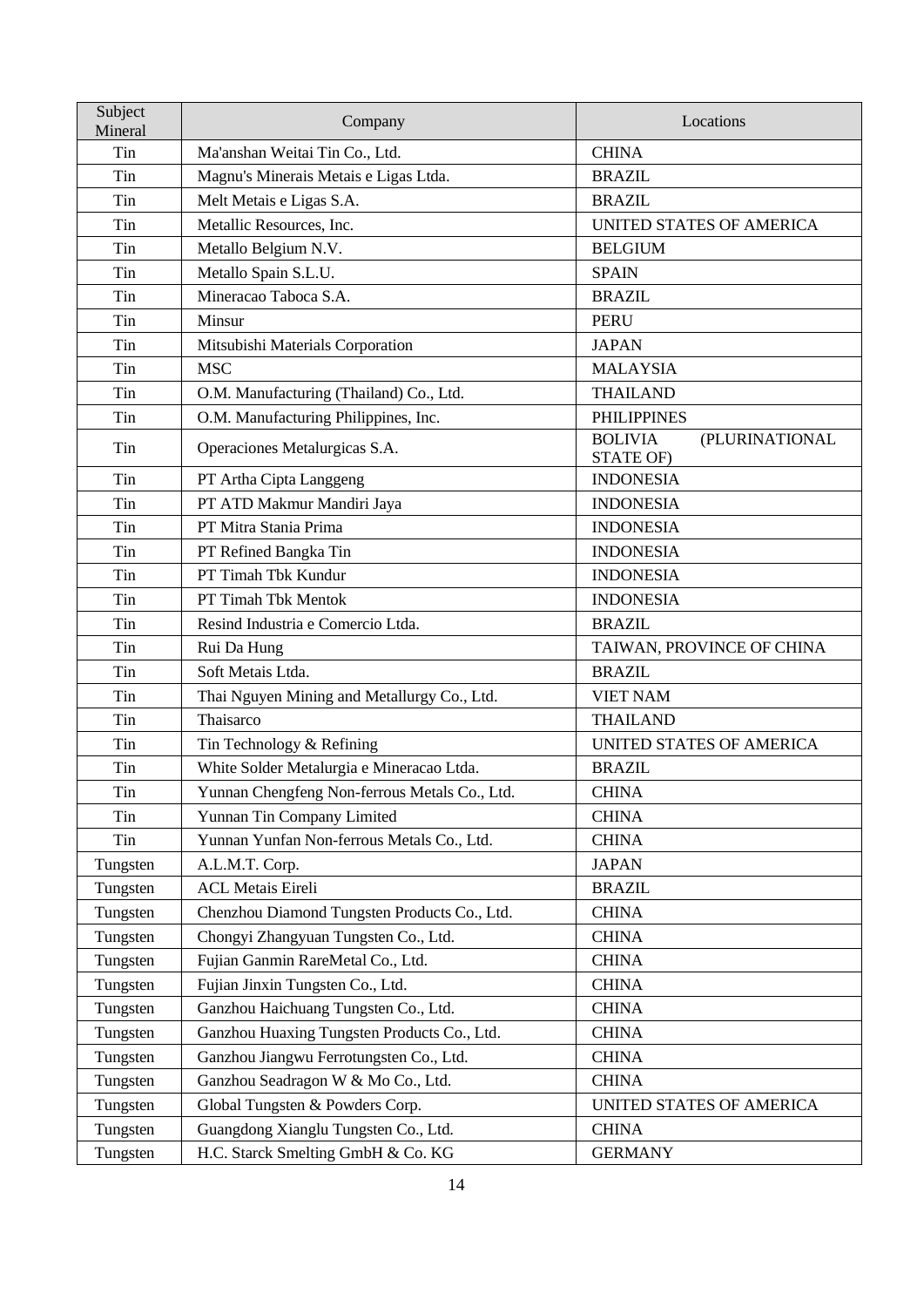| Subject Mineral | Company | Locations |
|---|---|---|
| Tin | Ma'anshan Weitai Tin Co., Ltd. | CHINA |
| Tin | Magnu's Minerais Metais e Ligas Ltda. | BRAZIL |
| Tin | Melt Metais e Ligas S.A. | BRAZIL |
| Tin | Metallic Resources, Inc. | UNITED STATES OF AMERICA |
| Tin | Metallo Belgium N.V. | BELGIUM |
| Tin | Metallo Spain S.L.U. | SPAIN |
| Tin | Mineracao Taboca S.A. | BRAZIL |
| Tin | Minsur | PERU |
| Tin | Mitsubishi Materials Corporation | JAPAN |
| Tin | MSC | MALAYSIA |
| Tin | O.M. Manufacturing (Thailand) Co., Ltd. | THAILAND |
| Tin | O.M. Manufacturing Philippines, Inc. | PHILIPPINES |
| Tin | Operaciones Metalurgicas S.A. | BOLIVIA (PLURINATIONAL STATE OF) |
| Tin | PT Artha Cipta Langgeng | INDONESIA |
| Tin | PT ATD Makmur Mandiri Jaya | INDONESIA |
| Tin | PT Mitra Stania Prima | INDONESIA |
| Tin | PT Refined Bangka Tin | INDONESIA |
| Tin | PT Timah Tbk Kundur | INDONESIA |
| Tin | PT Timah Tbk Mentok | INDONESIA |
| Tin | Resind Industria e Comercio Ltda. | BRAZIL |
| Tin | Rui Da Hung | TAIWAN, PROVINCE OF CHINA |
| Tin | Soft Metais Ltda. | BRAZIL |
| Tin | Thai Nguyen Mining and Metallurgy Co., Ltd. | VIET NAM |
| Tin | Thaisarco | THAILAND |
| Tin | Tin Technology & Refining | UNITED STATES OF AMERICA |
| Tin | White Solder Metalurgia e Mineracao Ltda. | BRAZIL |
| Tin | Yunnan Chengfeng Non-ferrous Metals Co., Ltd. | CHINA |
| Tin | Yunnan Tin Company Limited | CHINA |
| Tin | Yunnan Yunfan Non-ferrous Metals Co., Ltd. | CHINA |
| Tungsten | A.L.M.T. Corp. | JAPAN |
| Tungsten | ACL Metais Eireli | BRAZIL |
| Tungsten | Chenzhou Diamond Tungsten Products Co., Ltd. | CHINA |
| Tungsten | Chongyi Zhangyuan Tungsten Co., Ltd. | CHINA |
| Tungsten | Fujian Ganmin RareMetal Co., Ltd. | CHINA |
| Tungsten | Fujian Jinxin Tungsten Co., Ltd. | CHINA |
| Tungsten | Ganzhou Haichuang Tungsten Co., Ltd. | CHINA |
| Tungsten | Ganzhou Huaxing Tungsten Products Co., Ltd. | CHINA |
| Tungsten | Ganzhou Jiangwu Ferrotungsten Co., Ltd. | CHINA |
| Tungsten | Ganzhou Seadragon W & Mo Co., Ltd. | CHINA |
| Tungsten | Global Tungsten & Powders Corp. | UNITED STATES OF AMERICA |
| Tungsten | Guangdong Xianglu Tungsten Co., Ltd. | CHINA |
| Tungsten | H.C. Starck Smelting GmbH & Co. KG | GERMANY |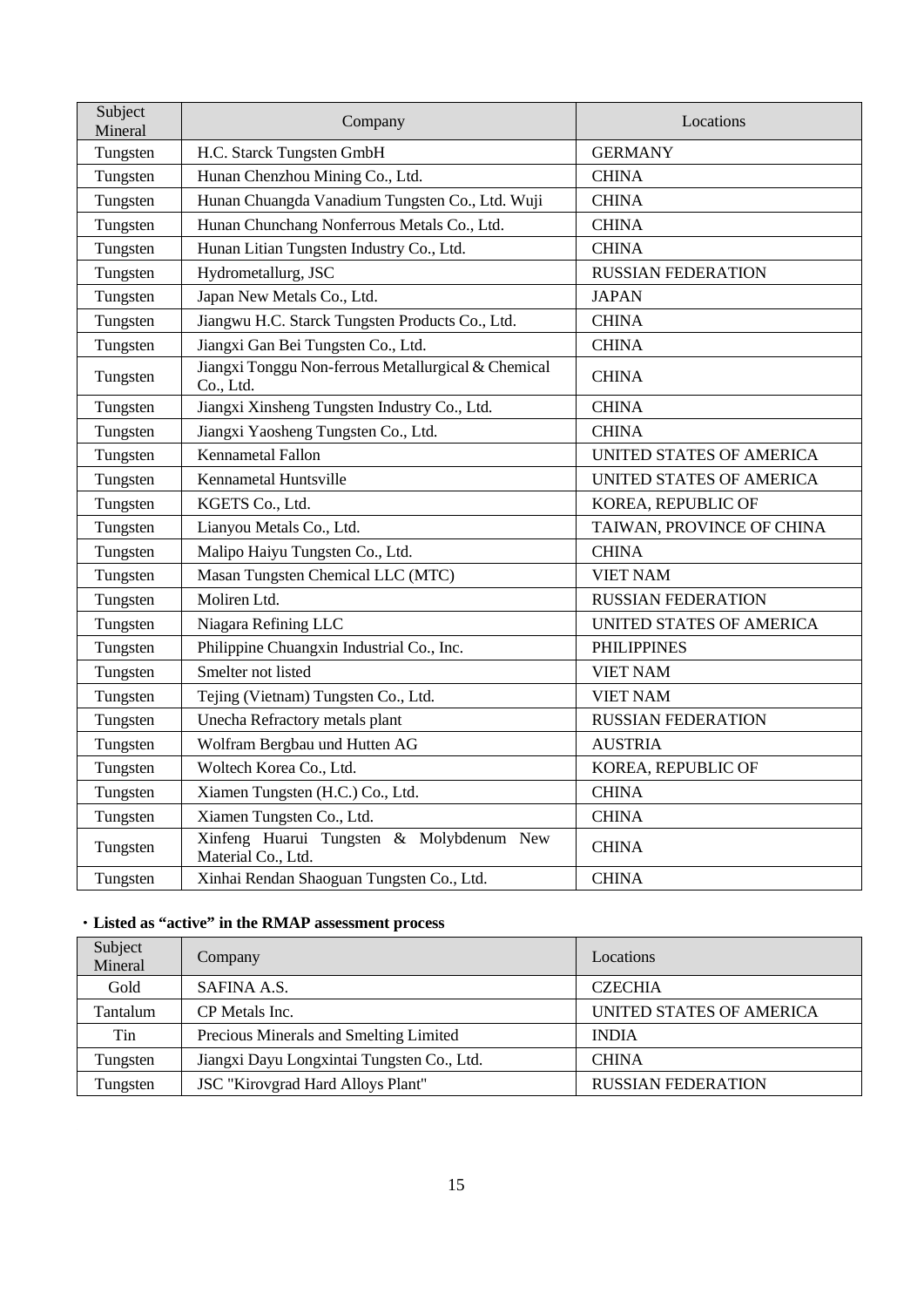| Subject Mineral | Company | Locations |
| --- | --- | --- |
| Tungsten | H.C. Starck Tungsten GmbH | GERMANY |
| Tungsten | Hunan Chenzhou Mining Co., Ltd. | CHINA |
| Tungsten | Hunan Chuangda Vanadium Tungsten Co., Ltd. Wuji | CHINA |
| Tungsten | Hunan Chunchang Nonferrous Metals Co., Ltd. | CHINA |
| Tungsten | Hunan Litian Tungsten Industry Co., Ltd. | CHINA |
| Tungsten | Hydrometallurg, JSC | RUSSIAN FEDERATION |
| Tungsten | Japan New Metals Co., Ltd. | JAPAN |
| Tungsten | Jiangwu H.C. Starck Tungsten Products Co., Ltd. | CHINA |
| Tungsten | Jiangxi Gan Bei Tungsten Co., Ltd. | CHINA |
| Tungsten | Jiangxi Tonggu Non-ferrous Metallurgical & Chemical Co., Ltd. | CHINA |
| Tungsten | Jiangxi Xinsheng Tungsten Industry Co., Ltd. | CHINA |
| Tungsten | Jiangxi Yaosheng Tungsten Co., Ltd. | CHINA |
| Tungsten | Kennametal Fallon | UNITED STATES OF AMERICA |
| Tungsten | Kennametal Huntsville | UNITED STATES OF AMERICA |
| Tungsten | KGETS Co., Ltd. | KOREA, REPUBLIC OF |
| Tungsten | Lianyou Metals Co., Ltd. | TAIWAN, PROVINCE OF CHINA |
| Tungsten | Malipo Haiyu Tungsten Co., Ltd. | CHINA |
| Tungsten | Masan Tungsten Chemical LLC (MTC) | VIET NAM |
| Tungsten | Moliren Ltd. | RUSSIAN FEDERATION |
| Tungsten | Niagara Refining LLC | UNITED STATES OF AMERICA |
| Tungsten | Philippine Chuangxin Industrial Co., Inc. | PHILIPPINES |
| Tungsten | Smelter not listed | VIET NAM |
| Tungsten | Tejing (Vietnam) Tungsten Co., Ltd. | VIET NAM |
| Tungsten | Unecha Refractory metals plant | RUSSIAN FEDERATION |
| Tungsten | Wolfram Bergbau und Hutten AG | AUSTRIA |
| Tungsten | Woltech Korea Co., Ltd. | KOREA, REPUBLIC OF |
| Tungsten | Xiamen Tungsten (H.C.) Co., Ltd. | CHINA |
| Tungsten | Xiamen Tungsten Co., Ltd. | CHINA |
| Tungsten | Xinfeng Huarui Tungsten & Molybdenum New Material Co., Ltd. | CHINA |
| Tungsten | Xinhai Rendan Shaoguan Tungsten Co., Ltd. | CHINA |

・**Listed as "active" in the RMAP assessment process**

| Subject Mineral | Company | Locations |
| --- | --- | --- |
| Gold | SAFINA A.S. | CZECHIA |
| Tantalum | CP Metals Inc. | UNITED STATES OF AMERICA |
| Tin | Precious Minerals and Smelting Limited | INDIA |
| Tungsten | Jiangxi Dayu Longxintai Tungsten Co., Ltd. | CHINA |
| Tungsten | JSC "Kirovgrad Hard Alloys Plant" | RUSSIAN FEDERATION |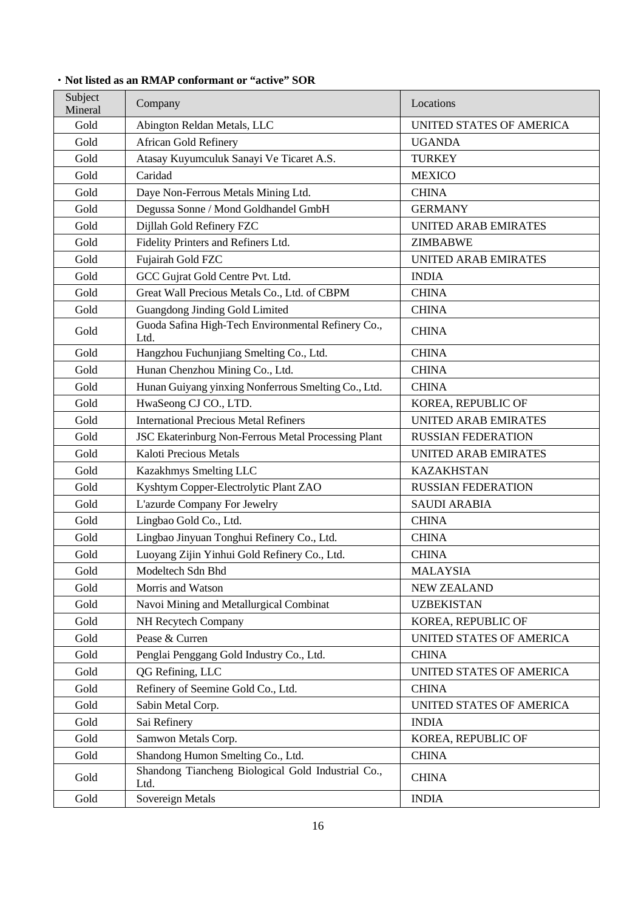・**Not listed as an RMAP conformant or "active" SOR**

| Subject Mineral | Company | Locations |
|---|---|---|
| Gold | Abington Reldan Metals, LLC | UNITED STATES OF AMERICA |
| Gold | African Gold Refinery | UGANDA |
| Gold | Atasay Kuyumculuk Sanayi Ve Ticaret A.S. | TURKEY |
| Gold | Caridad | MEXICO |
| Gold | Daye Non-Ferrous Metals Mining Ltd. | CHINA |
| Gold | Degussa Sonne / Mond Goldhandel GmbH | GERMANY |
| Gold | Dijllah Gold Refinery FZC | UNITED ARAB EMIRATES |
| Gold | Fidelity Printers and Refiners Ltd. | ZIMBABWE |
| Gold | Fujairah Gold FZC | UNITED ARAB EMIRATES |
| Gold | GCC Gujrat Gold Centre Pvt. Ltd. | INDIA |
| Gold | Great Wall Precious Metals Co., Ltd. of CBPM | CHINA |
| Gold | Guangdong Jinding Gold Limited | CHINA |
| Gold | Guoda Safina High-Tech Environmental Refinery Co., Ltd. | CHINA |
| Gold | Hangzhou Fuchunjiang Smelting Co., Ltd. | CHINA |
| Gold | Hunan Chenzhou Mining Co., Ltd. | CHINA |
| Gold | Hunan Guiyang yinxing Nonferrous Smelting Co., Ltd. | CHINA |
| Gold | HwaSeong CJ CO., LTD. | KOREA, REPUBLIC OF |
| Gold | International Precious Metal Refiners | UNITED ARAB EMIRATES |
| Gold | JSC Ekaterinburg Non-Ferrous Metal Processing Plant | RUSSIAN FEDERATION |
| Gold | Kaloti Precious Metals | UNITED ARAB EMIRATES |
| Gold | Kazakhmys Smelting LLC | KAZAKHSTAN |
| Gold | Kyshtym Copper-Electrolytic Plant ZAO | RUSSIAN FEDERATION |
| Gold | L'azurde Company For Jewelry | SAUDI ARABIA |
| Gold | Lingbao Gold Co., Ltd. | CHINA |
| Gold | Lingbao Jinyuan Tonghui Refinery Co., Ltd. | CHINA |
| Gold | Luoyang Zijin Yinhui Gold Refinery Co., Ltd. | CHINA |
| Gold | Modeltech Sdn Bhd | MALAYSIA |
| Gold | Morris and Watson | NEW ZEALAND |
| Gold | Navoi Mining and Metallurgical Combinat | UZBEKISTAN |
| Gold | NH Recytech Company | KOREA, REPUBLIC OF |
| Gold | Pease & Curren | UNITED STATES OF AMERICA |
| Gold | Penglai Penggang Gold Industry Co., Ltd. | CHINA |
| Gold | QG Refining, LLC | UNITED STATES OF AMERICA |
| Gold | Refinery of Seemine Gold Co., Ltd. | CHINA |
| Gold | Sabin Metal Corp. | UNITED STATES OF AMERICA |
| Gold | Sai Refinery | INDIA |
| Gold | Samwon Metals Corp. | KOREA, REPUBLIC OF |
| Gold | Shandong Humon Smelting Co., Ltd. | CHINA |
| Gold | Shandong Tiancheng Biological Gold Industrial Co., Ltd. | CHINA |
| Gold | Sovereign Metals | INDIA |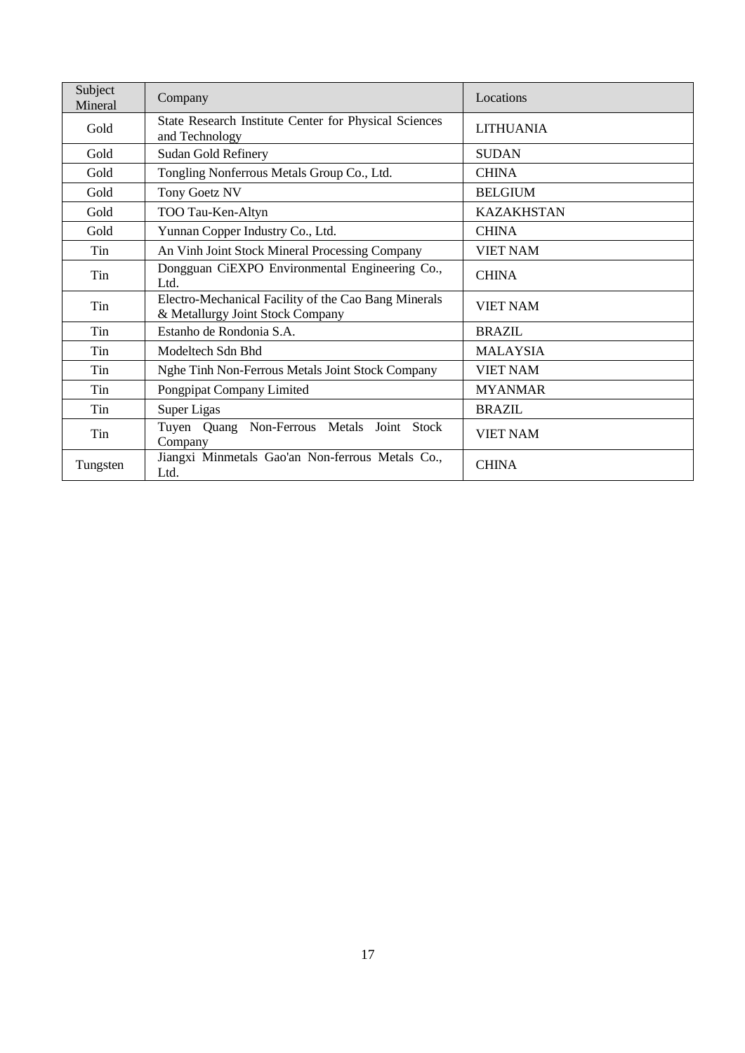| Subject Mineral | Company | Locations |
|---|---|---|
| Gold | State Research Institute Center for Physical Sciences and Technology | LITHUANIA |
| Gold | Sudan Gold Refinery | SUDAN |
| Gold | Tongling Nonferrous Metals Group Co., Ltd. | CHINA |
| Gold | Tony Goetz NV | BELGIUM |
| Gold | TOO Tau-Ken-Altyn | KAZAKHSTAN |
| Gold | Yunnan Copper Industry Co., Ltd. | CHINA |
| Tin | An Vinh Joint Stock Mineral Processing Company | VIET NAM |
| Tin | Dongguan CiEXPO Environmental Engineering Co., Ltd. | CHINA |
| Tin | Electro-Mechanical Facility of the Cao Bang Minerals & Metallurgy Joint Stock Company | VIET NAM |
| Tin | Estanho de Rondonia S.A. | BRAZIL |
| Tin | Modeltech Sdn Bhd | MALAYSIA |
| Tin | Nghe Tinh Non-Ferrous Metals Joint Stock Company | VIET NAM |
| Tin | Pongpipat Company Limited | MYANMAR |
| Tin | Super Ligas | BRAZIL |
| Tin | Tuyen Quang Non-Ferrous Metals Joint Stock Company | VIET NAM |
| Tungsten | Jiangxi Minmetals Gao'an Non-ferrous Metals Co., Ltd. | CHINA |